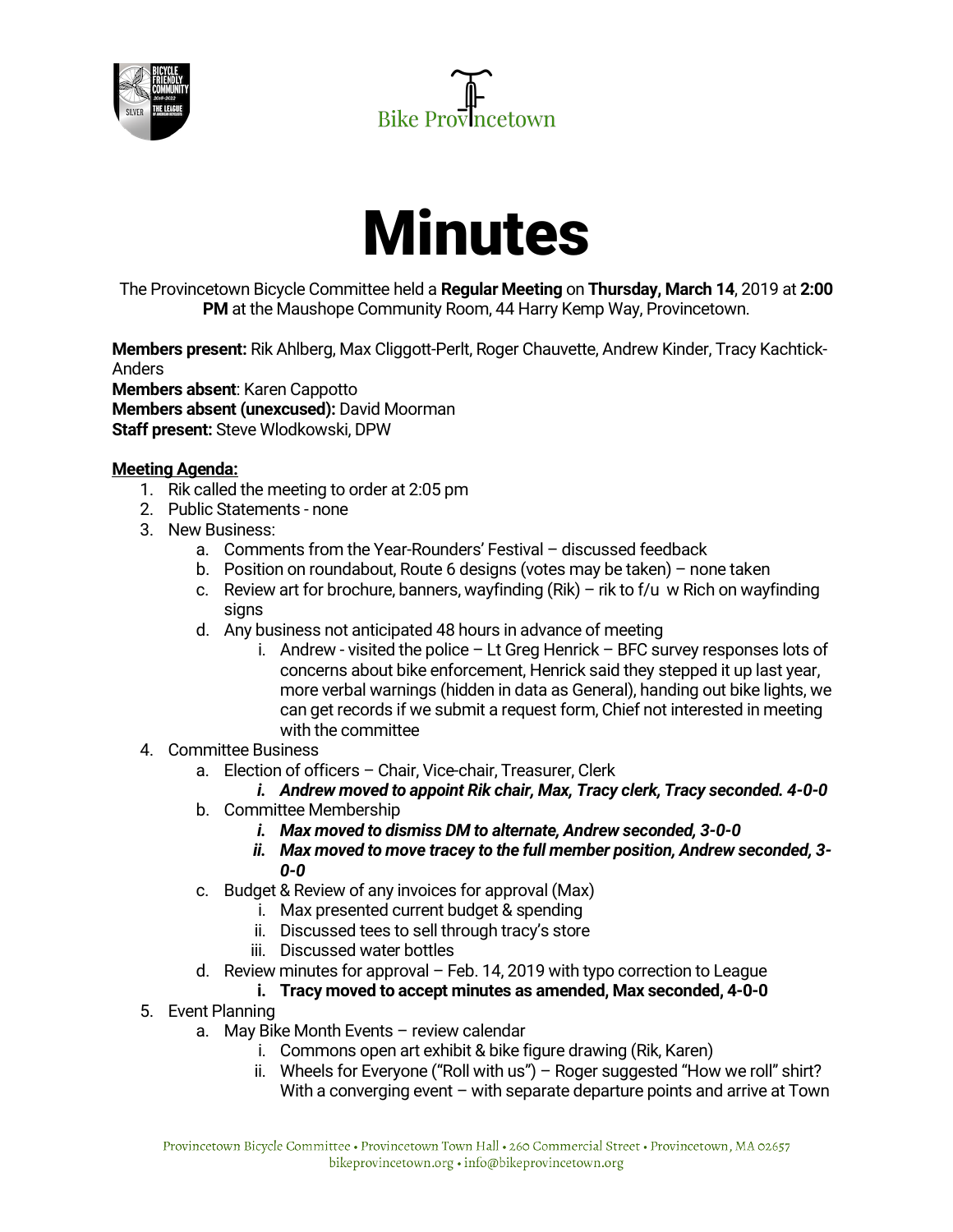Bike Provincetown

# Minutes

The Provincetown Bicycle Committee held a **Regular Meeting** on **Thursday, March 14**, 2019 at **2:00 PM** at the Maushope Community Room, 44 Harry Kemp Way, Provincetown.

**Members present:** Rik Ahlberg, Max Cliggott-Perlt, Roger Chauvette, Andrew Kinder, Tracy Kachtick-Anders
**Members absent**: Karen Cappotto
**Members absent (unexcused):** David Moorman
**Staff present:** Steve Wlodkowski, DPW

**Meeting Agenda:**

1. Rik called the meeting to order at 2:05 pm
2. Public Statements - none
3. New Business:
   a. Comments from the Year-Rounders' Festival – discussed feedback
   b. Position on roundabout, Route 6 designs (votes may be taken) – none taken
   c. Review art for brochure, banners, wayfinding (Rik) – rik to f/u w Rich on wayfinding signs
   d. Any business not anticipated 48 hours in advance of meeting
      i. Andrew - visited the police – Lt Greg Henrick – BFC survey responses lots of concerns about bike enforcement, Henrick said they stepped it up last year, more verbal warnings (hidden in data as General), handing out bike lights, we can get records if we submit a request form, Chief not interested in meeting with the committee
4. Committee Business
   a. Election of officers – Chair, Vice-chair, Treasurer, Clerk
      ***i. Andrew moved to appoint Rik chair, Max, Tracy clerk, Tracy seconded. 4-0-0***
   b. Committee Membership
      ***i. Max moved to dismiss DM to alternate, Andrew seconded, 3-0-0***
      ***ii. Max moved to move tracey to the full member position, Andrew seconded, 3-0-0***
   c. Budget & Review of any invoices for approval (Max)
      i. Max presented current budget & spending
      ii. Discussed tees to sell through tracy's store
      iii. Discussed water bottles
   d. Review minutes for approval – Feb. 14, 2019 with typo correction to League
      **i. Tracy moved to accept minutes as amended, Max seconded, 4-0-0**
5. Event Planning
   a. May Bike Month Events – review calendar
      i. Commons open art exhibit & bike figure drawing (Rik, Karen)
      ii. Wheels for Everyone ("Roll with us") – Roger suggested "How we roll" shirt? With a converging event – with separate departure points and arrive at Town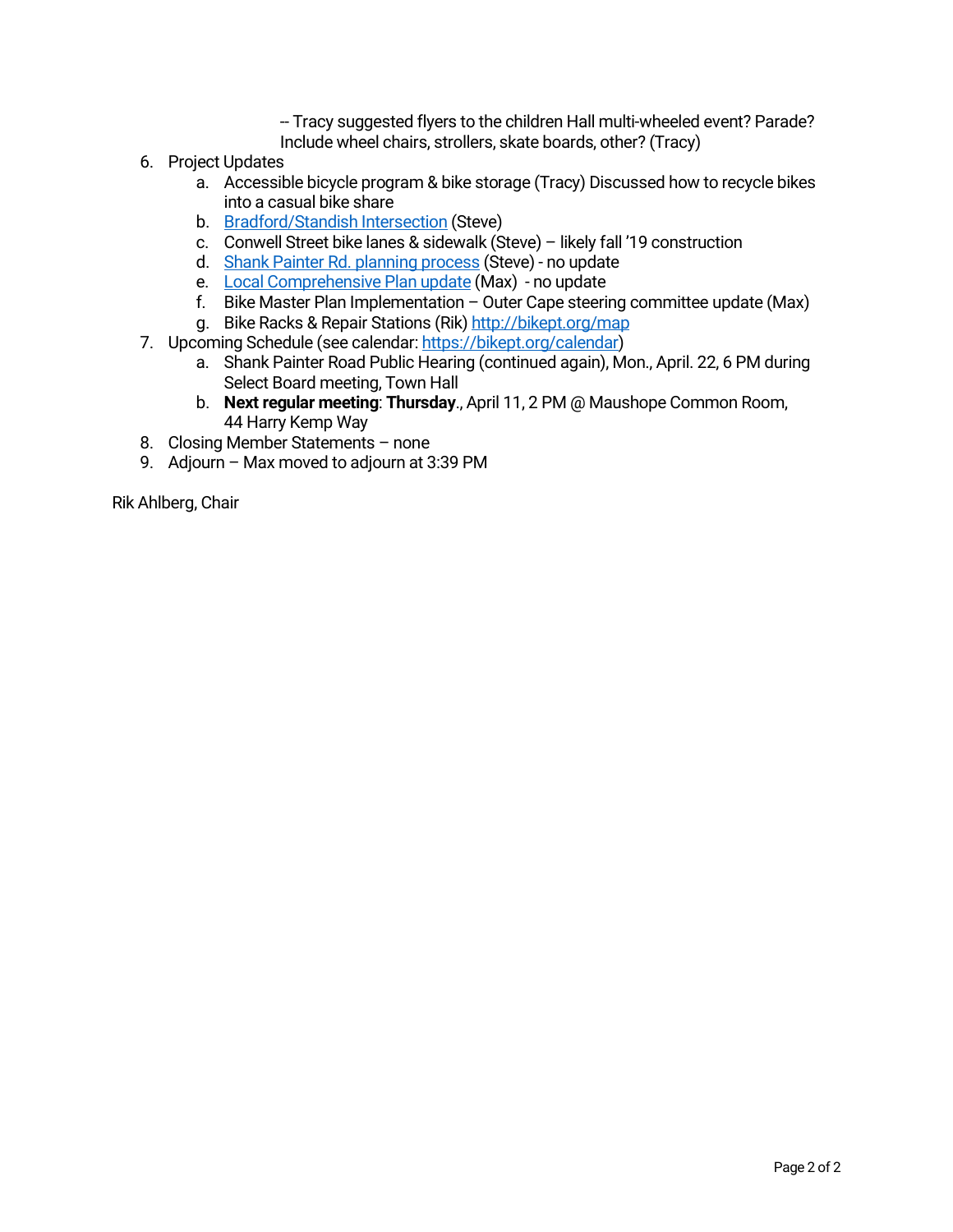-- Tracy suggested flyers to the children Hall multi-wheeled event? Parade? Include wheel chairs, strollers, skate boards, other? (Tracy)

6. Project Updates
   a. Accessible bicycle program & bike storage (Tracy) Discussed how to recycle bikes into a casual bike share
   b. [Bradford/Standish Intersection](#) (Steve)
   c. Conwell Street bike lanes & sidewalk (Steve) – likely fall '19 construction
   d. [Shank Painter Rd. planning process](#) (Steve) - no update
   e. [Local Comprehensive Plan update](#) (Max) - no update
   f. Bike Master Plan Implementation – Outer Cape steering committee update (Max)
   g. Bike Racks & Repair Stations (Rik) [http://bikept.org/map](http://bikept.org/map)
7. Upcoming Schedule (see calendar: [https://bikept.org/calendar](https://bikept.org/calendar))
   a. Shank Painter Road Public Hearing (continued again), Mon., April. 22, 6 PM during Select Board meeting, Town Hall
   b. **Next regular meeting**: **Thursday**., April 11, 2 PM @ Maushope Common Room, 44 Harry Kemp Way
8. Closing Member Statements – none
9. Adjourn – Max moved to adjourn at 3:39 PM

Rik Ahlberg, Chair